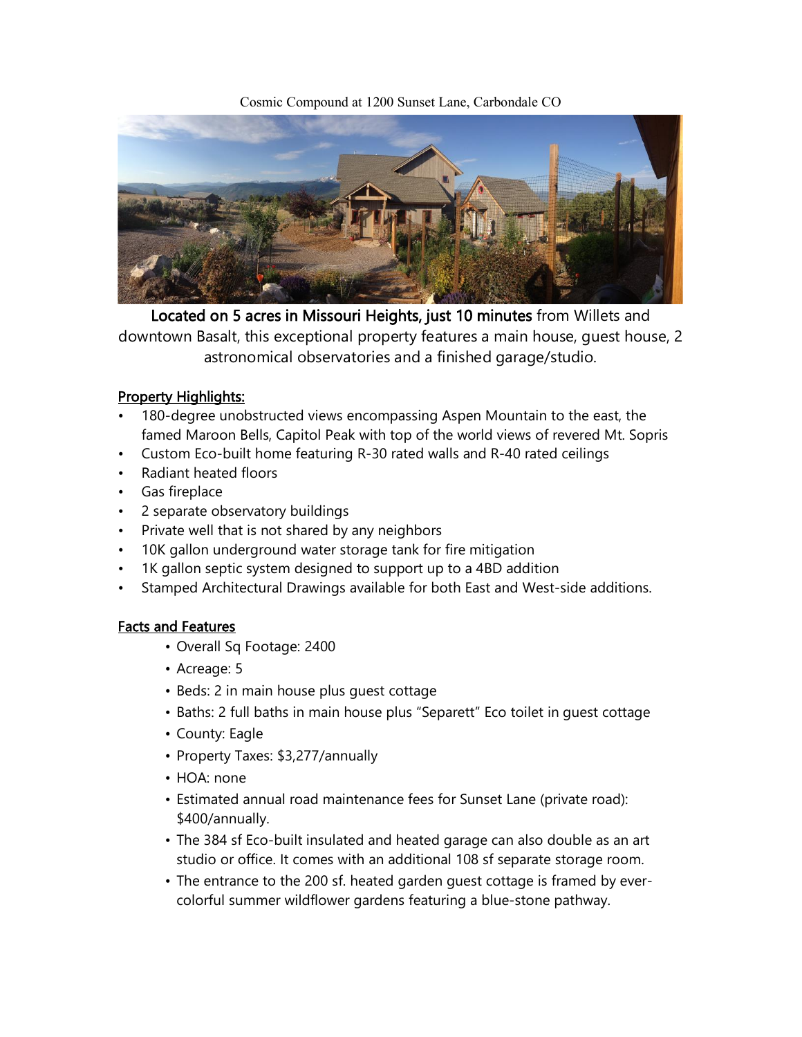Cosmic Compound at 1200 Sunset Lane, Carbondale CO

**Located on 5 acres in Missouri Heights, just 10 minutes** from Willets and downtown Basalt, this exceptional property features a main house, guest house, 2 astronomical observatories and a finished garage/studio.

## Property Highlights:

- 180-degree unobstructed views encompassing Aspen Mountain to the east, the famed Maroon Bells, Capitol Peak with top of the world views of revered Mt. Sopris
- Custom Eco-built home featuring R-30 rated walls and R-40 rated ceilings
- Radiant heated floors
- Gas fireplace
- 2 separate observatory buildings
- Private well that is not shared by any neighbors
- 10K gallon underground water storage tank for fire mitigation
- 1K gallon septic system designed to support up to a 4BD addition
- Stamped Architectural Drawings available for both East and West-side additions.

## Facts and Features

- Overall Sq Footage: 2400
- Acreage: 5
- Beds: 2 in main house plus guest cottage
- Baths: 2 full baths in main house plus "Separett" Eco toilet in guest cottage
- County: Eagle
- Property Taxes: $3,277/annually
- HOA: none
- Estimated annual road maintenance fees for Sunset Lane (private road): $400/annually.
- The 384 sf Eco-built insulated and heated garage can also double as an art studio or office. It comes with an additional 108 sf separate storage room.
- The entrance to the 200 sf. heated garden guest cottage is framed by ever-colorful summer wildflower gardens featuring a blue-stone pathway.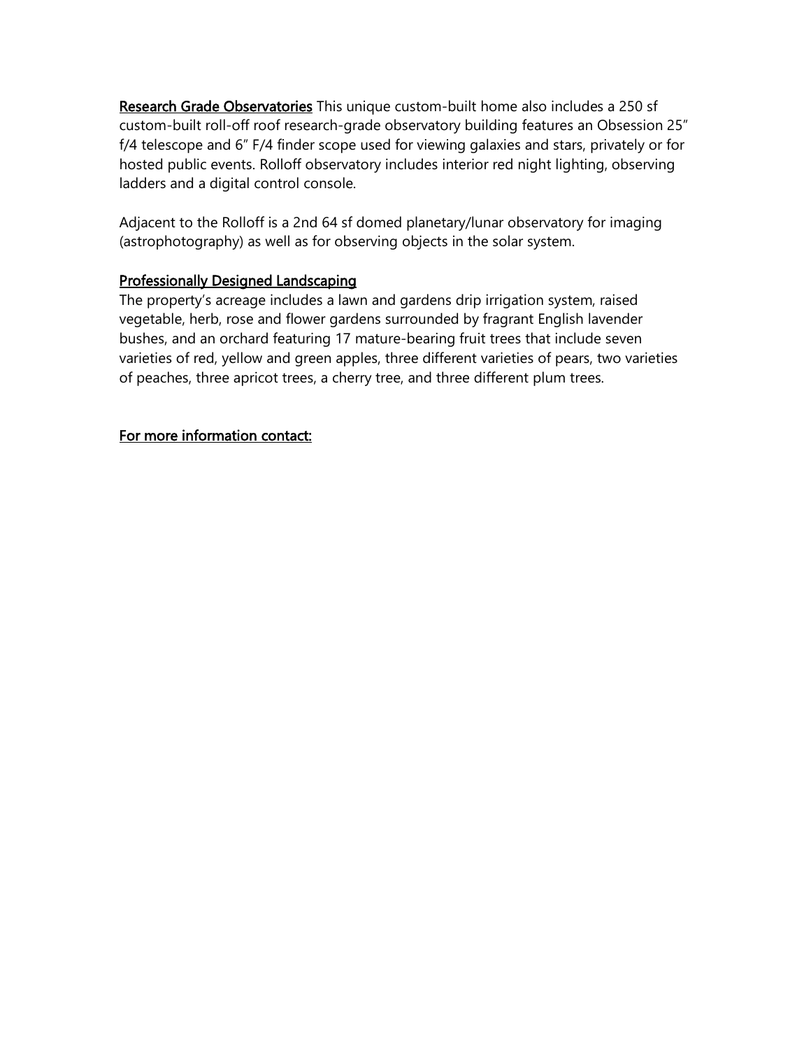<u>**Research Grade Observatories**</u> This unique custom-built home also includes a 250 sf custom-built roll-off roof research-grade observatory building features an Obsession 25" f/4 telescope and 6" F/4 finder scope used for viewing galaxies and stars, privately or for hosted public events. Rolloff observatory includes interior red night lighting, observing ladders and a digital control console.

Adjacent to the Rolloff is a 2nd 64 sf domed planetary/lunar observatory for imaging (astrophotography) as well as for observing objects in the solar system.

<u>**Professionally Designed Landscaping**</u>

The property's acreage includes a lawn and gardens drip irrigation system, raised vegetable, herb, rose and flower gardens surrounded by fragrant English lavender bushes, and an orchard featuring 17 mature-bearing fruit trees that include seven varieties of red, yellow and green apples, three different varieties of pears, two varieties of peaches, three apricot trees, a cherry tree, and three different plum trees.

<u>**For more information contact:**</u>